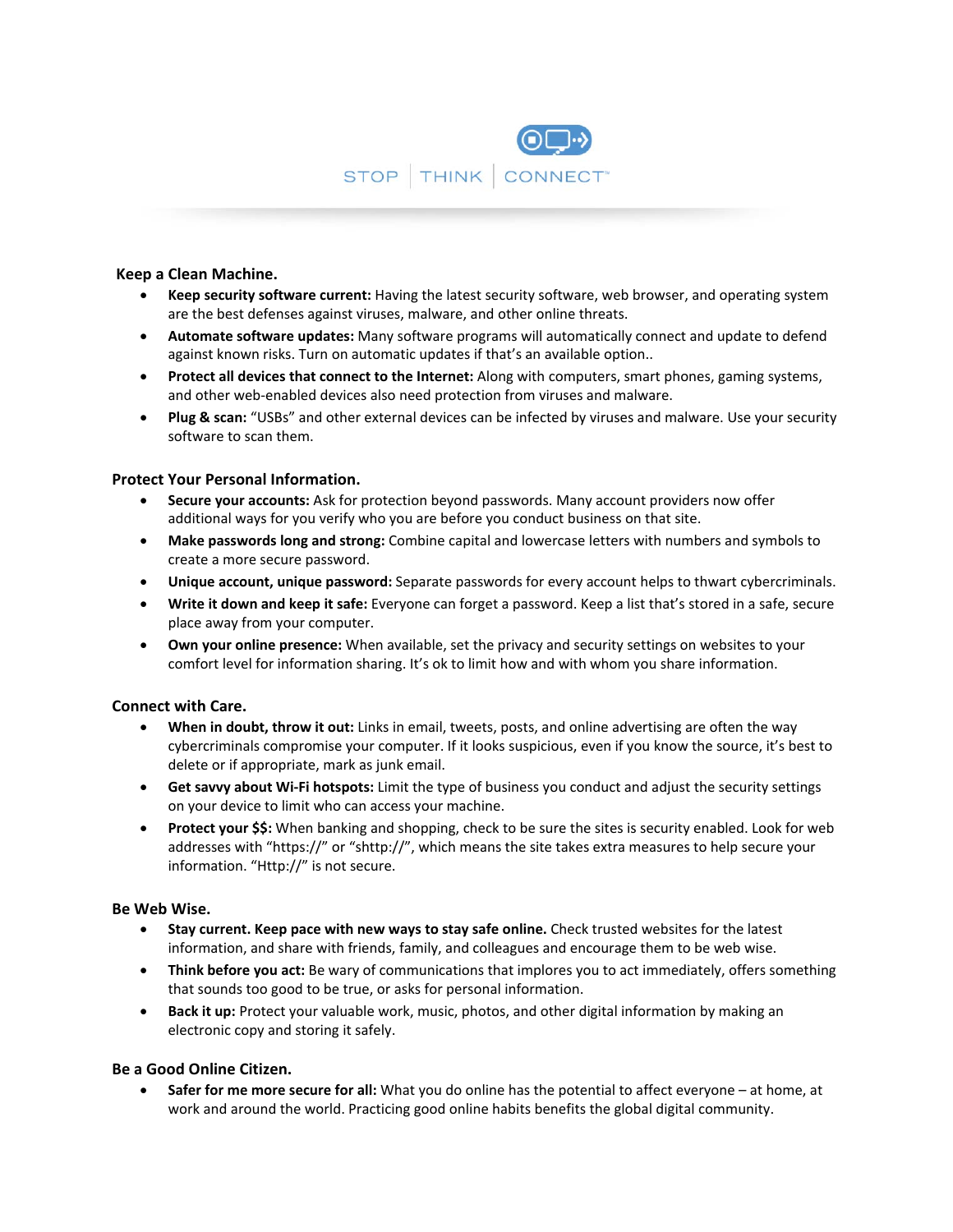STOP | THINK | CONNECT™

## Keep a Clean Machine.

- **Keep security software current:** Having the latest security software, web browser, and operating system are the best defenses against viruses, malware, and other online threats.
- **Automate software updates:** Many software programs will automatically connect and update to defend against known risks. Turn on automatic updates if that's an available option..
- **Protect all devices that connect to the Internet:** Along with computers, smart phones, gaming systems, and other web-enabled devices also need protection from viruses and malware.
- **Plug & scan:** "USBs" and other external devices can be infected by viruses and malware. Use your security software to scan them.

## Protect Your Personal Information.

- **Secure your accounts:** Ask for protection beyond passwords. Many account providers now offer additional ways for you verify who you are before you conduct business on that site.
- **Make passwords long and strong:** Combine capital and lowercase letters with numbers and symbols to create a more secure password.
- **Unique account, unique password:** Separate passwords for every account helps to thwart cybercriminals.
- **Write it down and keep it safe:** Everyone can forget a password. Keep a list that's stored in a safe, secure place away from your computer.
- **Own your online presence:** When available, set the privacy and security settings on websites to your comfort level for information sharing. It's ok to limit how and with whom you share information.

## Connect with Care.

- **When in doubt, throw it out:** Links in email, tweets, posts, and online advertising are often the way cybercriminals compromise your computer. If it looks suspicious, even if you know the source, it's best to delete or if appropriate, mark as junk email.
- **Get savvy about Wi-Fi hotspots:** Limit the type of business you conduct and adjust the security settings on your device to limit who can access your machine.
- **Protect your $$:** When banking and shopping, check to be sure the sites is security enabled. Look for web addresses with "https://" or "shttp://", which means the site takes extra measures to help secure your information. "Http://" is not secure.

## Be Web Wise.

- **Stay current. Keep pace with new ways to stay safe online.** Check trusted websites for the latest information, and share with friends, family, and colleagues and encourage them to be web wise.
- **Think before you act:** Be wary of communications that implores you to act immediately, offers something that sounds too good to be true, or asks for personal information.
- **Back it up:** Protect your valuable work, music, photos, and other digital information by making an electronic copy and storing it safely.

## Be a Good Online Citizen.

- **Safer for me more secure for all:** What you do online has the potential to affect everyone – at home, at work and around the world. Practicing good online habits benefits the global digital community.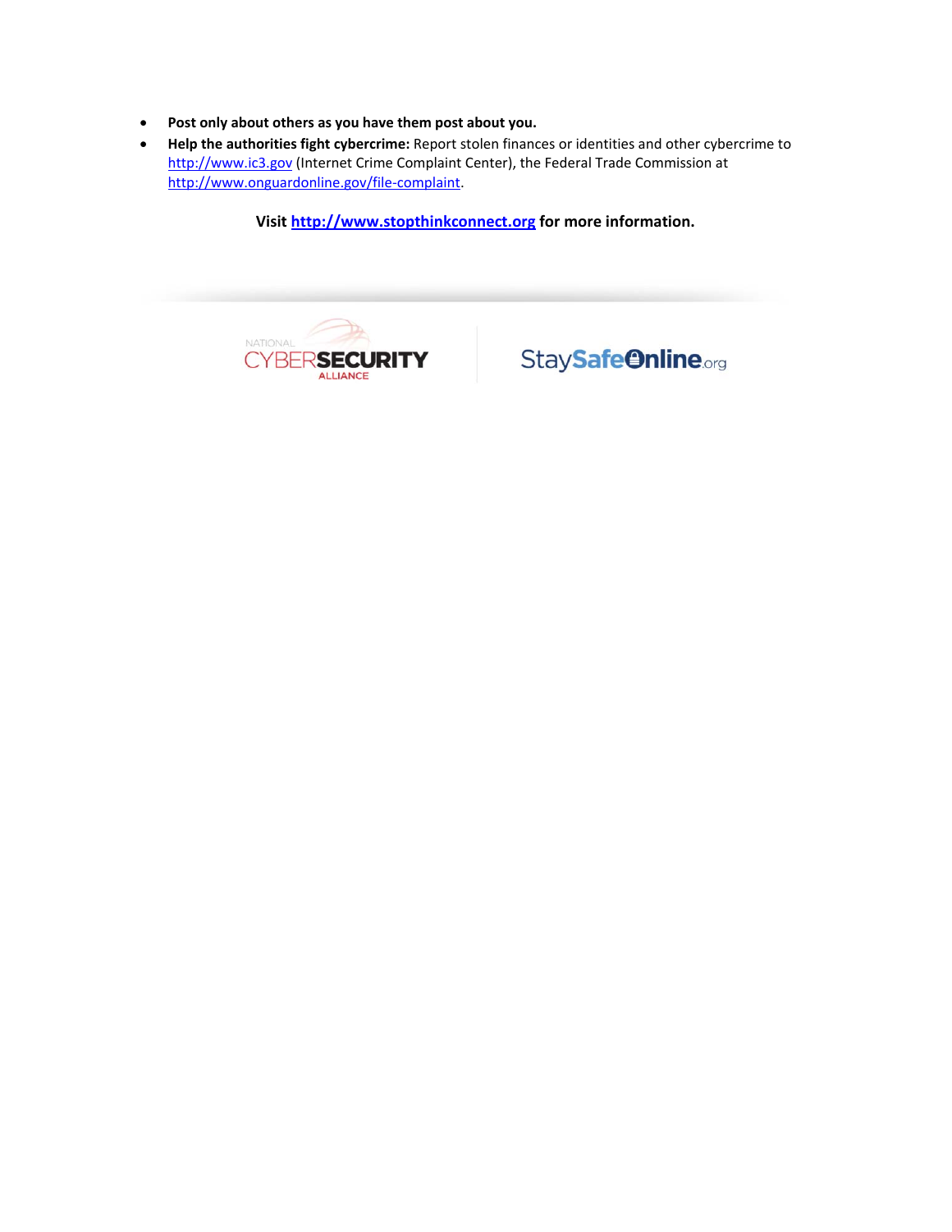- **Post only about others as you have them post about you.**
- **Help the authorities fight cybercrime:** Report stolen finances or identities and other cybercrime to http://www.ic3.gov (Internet Crime Complaint Center), the Federal Trade Commission at http://www.onguardonline.gov/file-complaint.

**Visit http://www.stopthinkconnect.org for more information.**

NATIONAL CYBERSECURITY ALLIANCE

StaySafeOnline.org